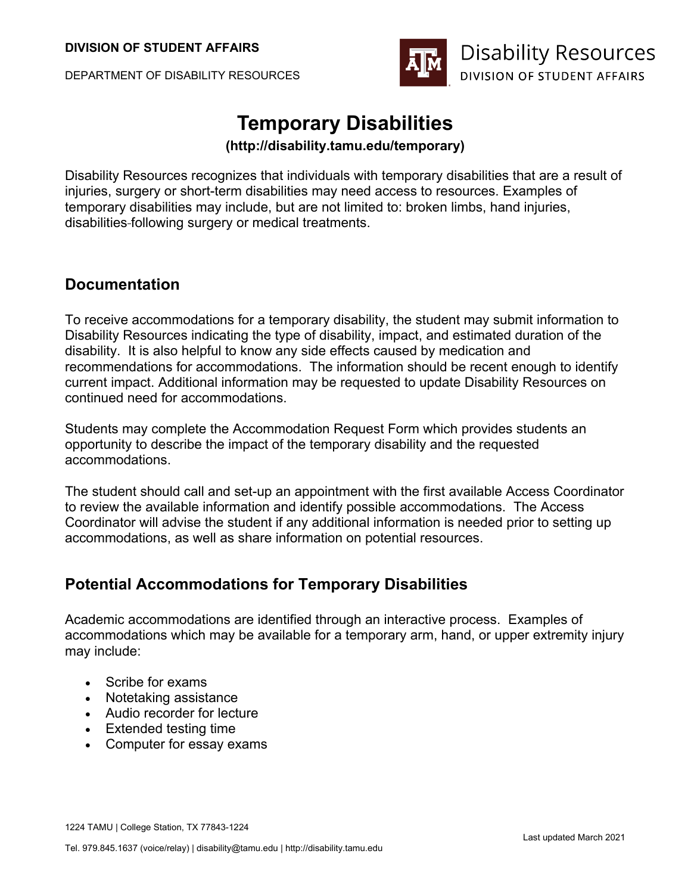**DIVISION OF STUDENT AFFAIRS**

DEPARTMENT OF DISABILITY RESOURCES

Disability Resources
DIVISION OF STUDENT AFFAIRS

# Temporary Disabilities

**(http://disability.tamu.edu/temporary)**

Disability Resources recognizes that individuals with temporary disabilities that are a result of injuries, surgery or short-term disabilities may need access to resources. Examples of temporary disabilities may include, but are not limited to: broken limbs, hand injuries, disabilities following surgery or medical treatments.

## Documentation

To receive accommodations for a temporary disability, the student may submit information to Disability Resources indicating the type of disability, impact, and estimated duration of the disability. It is also helpful to know any side effects caused by medication and recommendations for accommodations. The information should be recent enough to identify current impact. Additional information may be requested to update Disability Resources on continued need for accommodations.

Students may complete the Accommodation Request Form which provides students an opportunity to describe the impact of the temporary disability and the requested accommodations.

The student should call and set-up an appointment with the first available Access Coordinator to review the available information and identify possible accommodations. The Access Coordinator will advise the student if any additional information is needed prior to setting up accommodations, as well as share information on potential resources.

## Potential Accommodations for Temporary Disabilities

Academic accommodations are identified through an interactive process. Examples of accommodations which may be available for a temporary arm, hand, or upper extremity injury may include:

- Scribe for exams
- Notetaking assistance
- Audio recorder for lecture
- Extended testing time
- Computer for essay exams

1224 TAMU | College Station, TX 77843-1224

Tel. 979.845.1637 (voice/relay) | disability@tamu.edu | http://disability.tamu.edu

Last updated March 2021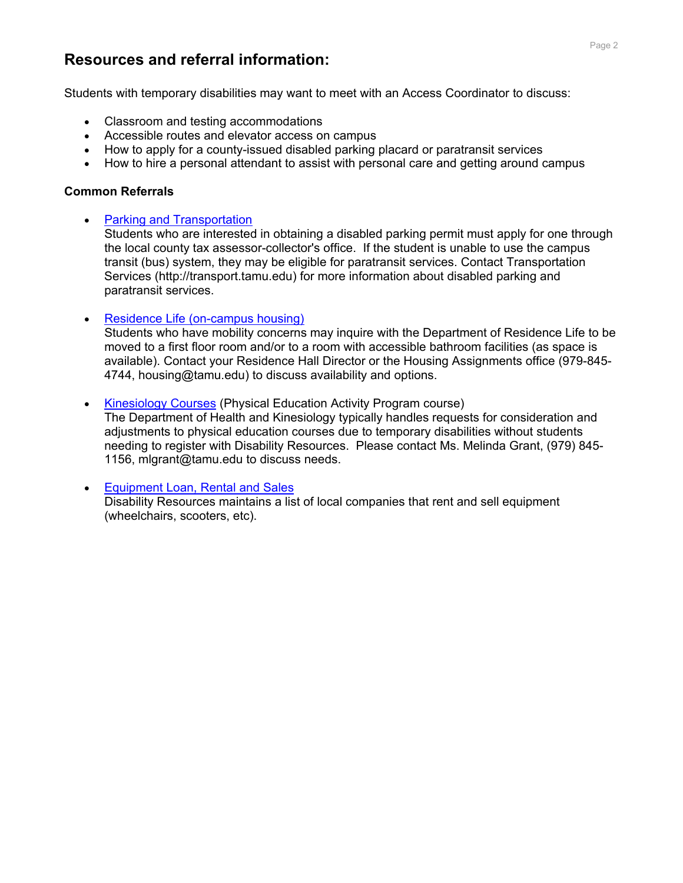## Resources and referral information:

Students with temporary disabilities may want to meet with an Access Coordinator to discuss:

- Classroom and testing accommodations
- Accessible routes and elevator access on campus
- How to apply for a county-issued disabled parking placard or paratransit services
- How to hire a personal attendant to assist with personal care and getting around campus

**Common Referrals**

- Parking and Transportation
  Students who are interested in obtaining a disabled parking permit must apply for one through the local county tax assessor-collector's office. If the student is unable to use the campus transit (bus) system, they may be eligible for paratransit services. Contact Transportation Services (http://transport.tamu.edu) for more information about disabled parking and paratransit services.

- Residence Life (on-campus housing)
  Students who have mobility concerns may inquire with the Department of Residence Life to be moved to a first floor room and/or to a room with accessible bathroom facilities (as space is available). Contact your Residence Hall Director or the Housing Assignments office (979-845-4744, housing@tamu.edu) to discuss availability and options.

- Kinesiology Courses (Physical Education Activity Program course)
  The Department of Health and Kinesiology typically handles requests for consideration and adjustments to physical education courses due to temporary disabilities without students needing to register with Disability Resources. Please contact Ms. Melinda Grant, (979) 845-1156, mlgrant@tamu.edu to discuss needs.

- Equipment Loan, Rental and Sales
  Disability Resources maintains a list of local companies that rent and sell equipment (wheelchairs, scooters, etc).